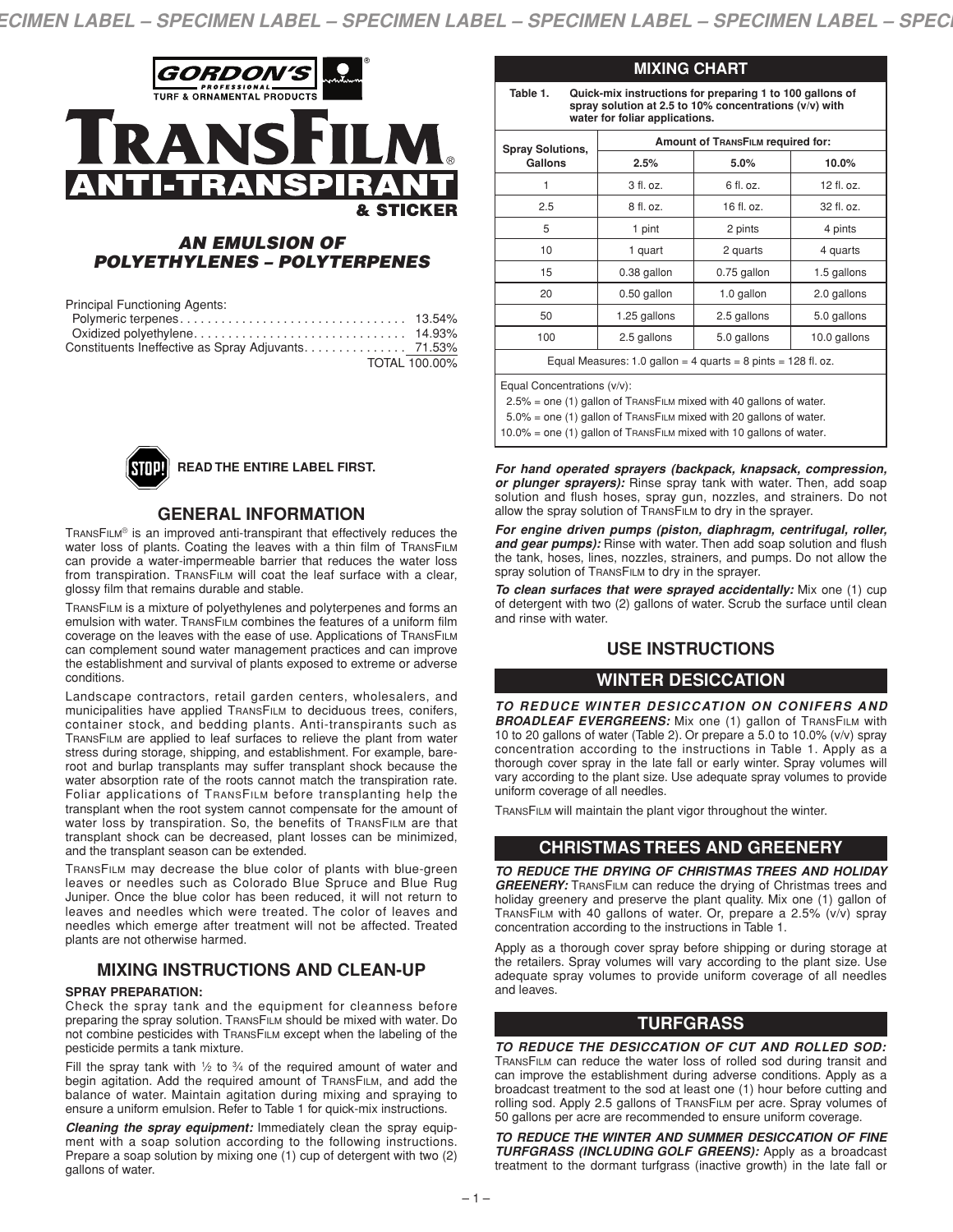GORDON'S PROFESSIONAL TURF & ORNAMENTAL PRODUCTS

# TRANSFILM® ANTI-TRANSPIRANT & STICKER

### *AN EMULSION OF POLYETHYLENES – POLYTERPENES*

Principal Functioning Agents:

| | |
|---|---|
| Polymeric terpenes | 13.54% |
| Oxidized polyethylene | 14.93% |
| Constituents Ineffective as Spray Adjuvants | 71.53% |
| | TOTAL 100.00% |

**READ THE ENTIRE LABEL FIRST.**

## GENERAL INFORMATION

TransFilm® is an improved anti-transpirant that effectively reduces the water loss of plants. Coating the leaves with a thin film of TransFilm can provide a water-impermeable barrier that reduces the water loss from transpiration. TransFilm will coat the leaf surface with a clear, glossy film that remains durable and stable.

TransFilm is a mixture of polyethylenes and polyterpenes and forms an emulsion with water. TransFilm combines the features of a uniform film coverage on the leaves with the ease of use. Applications of TransFilm can complement sound water management practices and can improve the establishment and survival of plants exposed to extreme or adverse conditions.

Landscape contractors, retail garden centers, wholesalers, and municipalities have applied TransFilm to deciduous trees, conifers, container stock, and bedding plants. Anti-transpirants such as TransFilm are applied to leaf surfaces to relieve the plant from water stress during storage, shipping, and establishment. For example, bare-root and burlap transplants may suffer transplant shock because the water absorption rate of the roots cannot match the transpiration rate. Foliar applications of TransFilm before transplanting help the transplant when the root system cannot compensate for the amount of water loss by transpiration. So, the benefits of TransFilm are that transplant shock can be decreased, plant losses can be minimized, and the transplant season can be extended.

TransFilm may decrease the blue color of plants with blue-green leaves or needles such as Colorado Blue Spruce and Blue Rug Juniper. Once the blue color has been reduced, it will not return to leaves and needles which were treated. The color of leaves and needles which emerge after treatment will not be affected. Treated plants are not otherwise harmed.

## MIXING INSTRUCTIONS AND CLEAN-UP

**SPRAY PREPARATION:**
Check the spray tank and the equipment for cleanness before preparing the spray solution. TransFilm should be mixed with water. Do not combine pesticides with TransFilm except when the labeling of the pesticide permits a tank mixture.

Fill the spray tank with ½ to ¾ of the required amount of water and begin agitation. Add the required amount of TransFilm, and add the balance of water. Maintain agitation during mixing and spraying to ensure a uniform emulsion. Refer to Table 1 for quick-mix instructions.

***Cleaning the spray equipment:*** Immediately clean the spray equipment with a soap solution according to the following instructions. Prepare a soap solution by mixing one (1) cup of detergent with two (2) gallons of water.

## MIXING CHART

**Table 1. Quick-mix instructions for preparing 1 to 100 gallons of spray solution at 2.5 to 10% concentrations (v/v) with water for foliar applications.**

| Spray Solutions, Gallons | Amount of TransFilm required for: | | |
|---|---|---|---|
| | 2.5% | 5.0% | 10.0% |
| 1 | 3 fl. oz. | 6 fl. oz. | 12 fl. oz. |
| 2.5 | 8 fl. oz. | 16 fl. oz. | 32 fl. oz. |
| 5 | 1 pint | 2 pints | 4 pints |
| 10 | 1 quart | 2 quarts | 4 quarts |
| 15 | 0.38 gallon | 0.75 gallon | 1.5 gallons |
| 20 | 0.50 gallon | 1.0 gallon | 2.0 gallons |
| 50 | 1.25 gallons | 2.5 gallons | 5.0 gallons |
| 100 | 2.5 gallons | 5.0 gallons | 10.0 gallons |

Equal Measures: 1.0 gallon = 4 quarts = 8 pints = 128 fl. oz.

Equal Concentrations (v/v):
2.5% = one (1) gallon of TransFilm mixed with 40 gallons of water.
5.0% = one (1) gallon of TransFilm mixed with 20 gallons of water.
10.0% = one (1) gallon of TransFilm mixed with 10 gallons of water.

***For hand operated sprayers (backpack, knapsack, compression, or plunger sprayers):*** Rinse spray tank with water. Then, add soap solution and flush hoses, spray gun, nozzles, and strainers. Do not allow the spray solution of TransFilm to dry in the sprayer.

***For engine driven pumps (piston, diaphragm, centrifugal, roller, and gear pumps):*** Rinse with water. Then add soap solution and flush the tank, hoses, lines, nozzles, strainers, and pumps. Do not allow the spray solution of TransFilm to dry in the sprayer.

***To clean surfaces that were sprayed accidentally:*** Mix one (1) cup of detergent with two (2) gallons of water. Scrub the surface until clean and rinse with water.

## USE INSTRUCTIONS

### WINTER DESICCATION

***TO REDUCE WINTER DESICCATION ON CONIFERS AND BROADLEAF EVERGREENS:*** Mix one (1) gallon of TransFilm with 10 to 20 gallons of water (Table 2). Or prepare a 5.0 to 10.0% (v/v) spray concentration according to the instructions in Table 1. Apply as a thorough cover spray in the late fall or early winter. Spray volumes will vary according to the plant size. Use adequate spray volumes to provide uniform coverage of all needles.

TransFilm will maintain the plant vigor throughout the winter.

### CHRISTMAS TREES AND GREENERY

***TO REDUCE THE DRYING OF CHRISTMAS TREES AND HOLIDAY GREENERY:*** TransFilm can reduce the drying of Christmas trees and holiday greenery and preserve the plant quality. Mix one (1) gallon of TransFilm with 40 gallons of water. Or, prepare a 2.5% (v/v) spray concentration according to the instructions in Table 1.

Apply as a thorough cover spray before shipping or during storage at the retailers. Spray volumes will vary according to the plant size. Use adequate spray volumes to provide uniform coverage of all needles and leaves.

### TURFGRASS

***TO REDUCE THE DESICCATION OF CUT AND ROLLED SOD:*** TransFilm can reduce the water loss of rolled sod during transit and can improve the establishment during adverse conditions. Apply as a broadcast treatment to the sod at least one (1) hour before cutting and rolling sod. Apply 2.5 gallons of TransFilm per acre. Spray volumes of 50 gallons per acre are recommended to ensure uniform coverage.

***TO REDUCE THE WINTER AND SUMMER DESICCATION OF FINE TURFGRASS (INCLUDING GOLF GREENS):*** Apply as a broadcast treatment to the dormant turfgrass (inactive growth) in the late fall or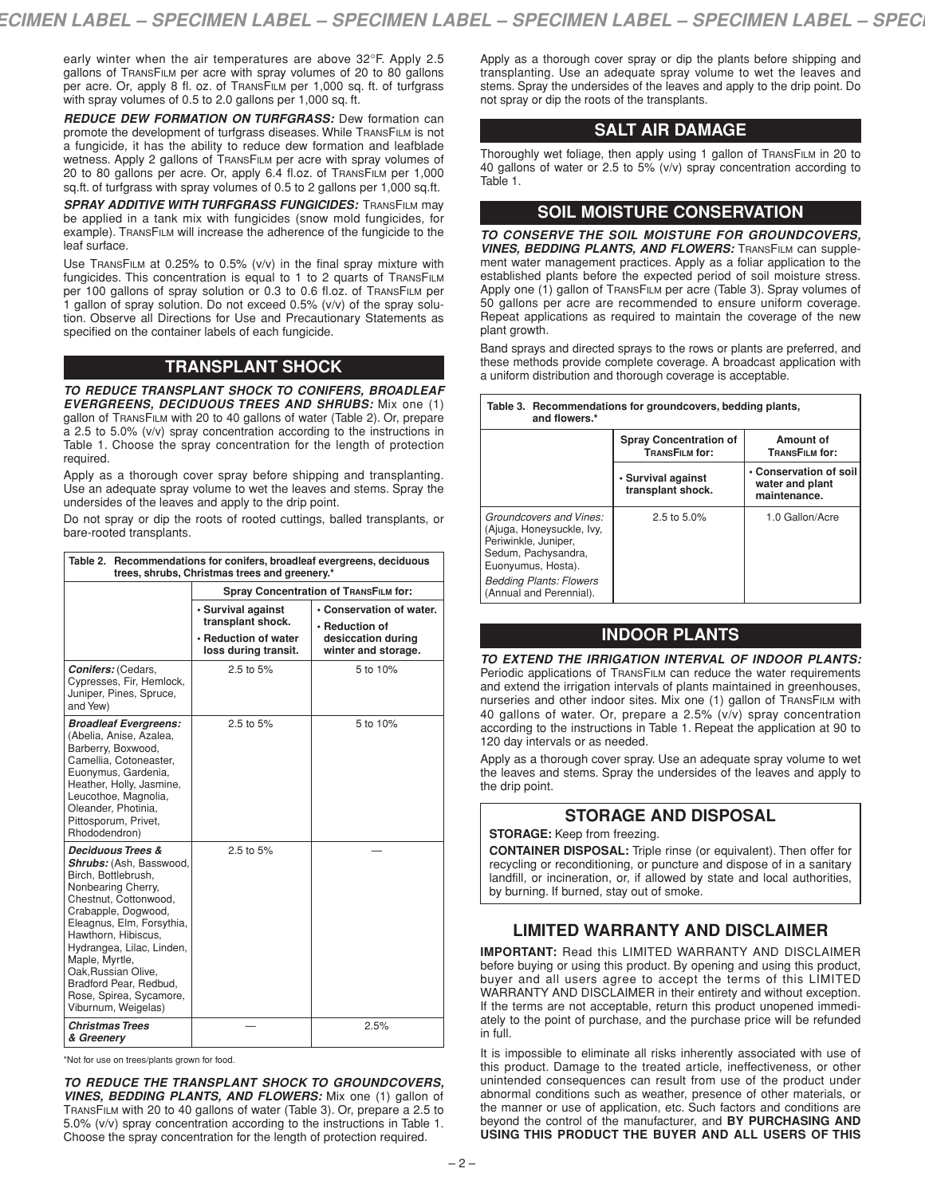early winter when the air temperatures are above 32°F. Apply 2.5 gallons of TransFilm per acre with spray volumes of 20 to 80 gallons per acre. Or, apply 8 fl. oz. of TransFilm per 1,000 sq. ft. of turfgrass with spray volumes of 0.5 to 2.0 gallons per 1,000 sq. ft.

***REDUCE DEW FORMATION ON TURFGRASS:*** Dew formation can promote the development of turfgrass diseases. While TransFilm is not a fungicide, it has the ability to reduce dew formation and leafblade wetness. Apply 2 gallons of TransFilm per acre with spray volumes of 20 to 80 gallons per acre. Or, apply 6.4 fl.oz. of TransFilm per 1,000 sq.ft. of turfgrass with spray volumes of 0.5 to 2 gallons per 1,000 sq.ft.

***SPRAY ADDITIVE WITH TURFGRASS FUNGICIDES:*** TransFilm may be applied in a tank mix with fungicides (snow mold fungicides, for example). TransFilm will increase the adherence of the fungicide to the leaf surface.

Use TransFilm at 0.25% to 0.5% (v/v) in the final spray mixture with fungicides. This concentration is equal to 1 to 2 quarts of TransFilm per 100 gallons of spray solution or 0.3 to 0.6 fl.oz. of TransFilm per 1 gallon of spray solution. Do not exceed 0.5% (v/v) of the spray solution. Observe all Directions for Use and Precautionary Statements as specified on the container labels of each fungicide.

## TRANSPLANT SHOCK

***TO REDUCE TRANSPLANT SHOCK TO CONIFERS, BROADLEAF EVERGREENS, DECIDUOUS TREES AND SHRUBS:*** Mix one (1) gallon of TransFilm with 20 to 40 gallons of water (Table 2). Or, prepare a 2.5 to 5.0% (v/v) spray concentration according to the instructions in Table 1. Choose the spray concentration for the length of protection required.

Apply as a thorough cover spray before shipping and transplanting. Use an adequate spray volume to wet the leaves and stems. Spray the undersides of the leaves and apply to the drip point.

Do not spray or dip the roots of rooted cuttings, balled transplants, or bare-rooted transplants.

**Table 2. Recommendations for conifers, broadleaf evergreens, deciduous trees, shrubs, Christmas trees and greenery.***

| | Spray Concentration of TransFilm for: | |
|---|---|---|
| | • Survival against transplant shock.<br>• Reduction of water loss during transit. | • Conservation of water.<br>• Reduction of desiccation during winter and storage. |
| ***Conifers:*** (Cedars, Cypresses, Fir, Hemlock, Juniper, Pines, Spruce, and Yew) | 2.5 to 5% | 5 to 10% |
| ***Broadleaf Evergreens:*** (Abelia, Anise, Azalea, Barberry, Boxwood, Camellia, Cotoneaster, Euonymus, Gardenia, Heather, Holly, Jasmine, Leucothoe, Magnolia, Oleander, Photinia, Pittosporum, Privet, Rhododendron) | 2.5 to 5% | 5 to 10% |
| ***Deciduous Trees & Shrubs:*** (Ash, Basswood, Birch, Bottlebrush, Nonbearing Cherry, Chestnut, Cottonwood, Crabapple, Dogwood, Eleagnus, Elm, Forsythia, Hawthorn, Hibiscus, Hydrangea, Lilac, Linden, Maple, Myrtle, Oak,Russian Olive, Bradford Pear, Redbud, Rose, Spirea, Sycamore, Viburnum, Weigelas) | 2.5 to 5% | — |
| ***Christmas Trees & Greenery*** | — | 2.5% |

*Not for use on trees/plants grown for food.

***TO REDUCE THE TRANSPLANT SHOCK TO GROUNDCOVERS, VINES, BEDDING PLANTS, AND FLOWERS:*** Mix one (1) gallon of TransFilm with 20 to 40 gallons of water (Table 3). Or, prepare a 2.5 to 5.0% (v/v) spray concentration according to the instructions in Table 1. Choose the spray concentration for the length of protection required.

Apply as a thorough cover spray or dip the plants before shipping and transplanting. Use an adequate spray volume to wet the leaves and stems. Spray the undersides of the leaves and apply to the drip point. Do not spray or dip the roots of the transplants.

## SALT AIR DAMAGE

Thoroughly wet foliage, then apply using 1 gallon of TransFilm in 20 to 40 gallons of water or 2.5 to 5% (v/v) spray concentration according to Table 1.

## SOIL MOISTURE CONSERVATION

***TO CONSERVE THE SOIL MOISTURE FOR GROUNDCOVERS, VINES, BEDDING PLANTS, AND FLOWERS:*** TransFilm can supplement water management practices. Apply as a foliar application to the established plants before the expected period of soil moisture stress. Apply one (1) gallon of TransFilm per acre (Table 3). Spray volumes of 50 gallons per acre are recommended to ensure uniform coverage. Repeat applications as required to maintain the coverage of the new plant growth.

Band sprays and directed sprays to the rows or plants are preferred, and these methods provide complete coverage. A broadcast application with a uniform distribution and thorough coverage is acceptable.

**Table 3. Recommendations for groundcovers, bedding plants, and flowers.***

| | Spray Concentration of TransFilm for: | Amount of TransFilm for: |
|---|---|---|
| | • Survival against transplant shock. | • Conservation of soil water and plant maintenance. |
| *Groundcovers and Vines:* (Ajuga, Honeysuckle, Ivy, Periwinkle, Juniper, Sedum, Pachysandra, Euonyumus, Hosta).<br>*Bedding Plants: Flowers* (Annual and Perennial). | 2.5 to 5.0% | 1.0 Gallon/Acre |

## INDOOR PLANTS

***TO EXTEND THE IRRIGATION INTERVAL OF INDOOR PLANTS:*** Periodic applications of TransFilm can reduce the water requirements and extend the irrigation intervals of plants maintained in greenhouses, nurseries and other indoor sites. Mix one (1) gallon of TransFilm with 40 gallons of water. Or, prepare a 2.5% (v/v) spray concentration according to the instructions in Table 1. Repeat the application at 90 to 120 day intervals or as needed.

Apply as a thorough cover spray. Use an adequate spray volume to wet the leaves and stems. Spray the undersides of the leaves and apply to the drip point.

## STORAGE AND DISPOSAL

**STORAGE:** Keep from freezing.

**CONTAINER DISPOSAL:** Triple rinse (or equivalent). Then offer for recycling or reconditioning, or puncture and dispose of in a sanitary landfill, or incineration, or, if allowed by state and local authorities, by burning. If burned, stay out of smoke.

## LIMITED WARRANTY AND DISCLAIMER

**IMPORTANT:** Read this LIMITED WARRANTY AND DISCLAIMER before buying or using this product. By opening and using this product, buyer and all users agree to accept the terms of this LIMITED WARRANTY AND DISCLAIMER in their entirety and without exception. If the terms are not acceptable, return this product unopened immediately to the point of purchase, and the purchase price will be refunded in full.

It is impossible to eliminate all risks inherently associated with use of this product. Damage to the treated article, ineffectiveness, or other unintended consequences can result from use of the product under abnormal conditions such as weather, presence of other materials, or the manner or use of application, etc. Such factors and conditions are beyond the control of the manufacturer, and **BY PURCHASING AND USING THIS PRODUCT THE BUYER AND ALL USERS OF THIS**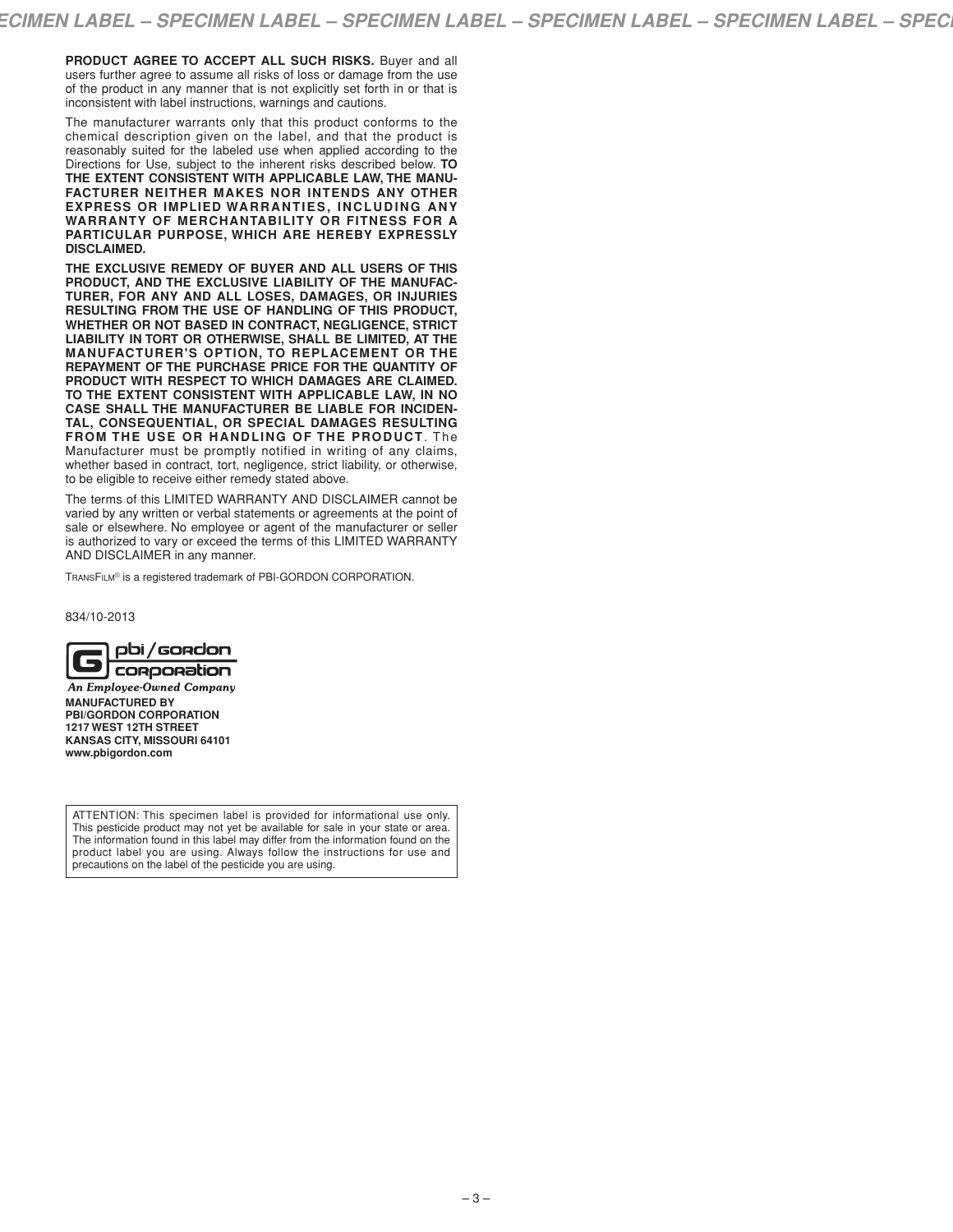**PRODUCT AGREE TO ACCEPT ALL SUCH RISKS.** Buyer and all users further agree to assume all risks of loss or damage from the use of the product in any manner that is not explicitly set forth in or that is inconsistent with label instructions, warnings and cautions.

The manufacturer warrants only that this product conforms to the chemical description given on the label, and that the product is reasonably suited for the labeled use when applied according to the Directions for Use, subject to the inherent risks described below. **TO THE EXTENT CONSISTENT WITH APPLICABLE LAW, THE MANUFACTURER NEITHER MAKES NOR INTENDS ANY OTHER EXPRESS OR IMPLIED WARRANTIES, INCLUDING ANY WARRANTY OF MERCHANTABILITY OR FITNESS FOR A PARTICULAR PURPOSE, WHICH ARE HEREBY EXPRESSLY DISCLAIMED.**

**THE EXCLUSIVE REMEDY OF BUYER AND ALL USERS OF THIS PRODUCT, AND THE EXCLUSIVE LIABILITY OF THE MANUFACTURER, FOR ANY AND ALL LOSES, DAMAGES, OR INJURIES RESULTING FROM THE USE OF HANDLING OF THIS PRODUCT, WHETHER OR NOT BASED IN CONTRACT, NEGLIGENCE, STRICT LIABILITY IN TORT OR OTHERWISE, SHALL BE LIMITED, AT THE MANUFACTURER'S OPTION, TO REPLACEMENT OR THE REPAYMENT OF THE PURCHASE PRICE FOR THE QUANTITY OF PRODUCT WITH RESPECT TO WHICH DAMAGES ARE CLAIMED. TO THE EXTENT CONSISTENT WITH APPLICABLE LAW, IN NO CASE SHALL THE MANUFACTURER BE LIABLE FOR INCIDENTAL, CONSEQUENTIAL, OR SPECIAL DAMAGES RESULTING FROM THE USE OR HANDLING OF THE PRODUCT**. The Manufacturer must be promptly notified in writing of any claims, whether based in contract, tort, negligence, strict liability, or otherwise, to be eligible to receive either remedy stated above.

The terms of this LIMITED WARRANTY AND DISCLAIMER cannot be varied by any written or verbal statements or agreements at the point of sale or elsewhere. No employee or agent of the manufacturer or seller is authorized to vary or exceed the terms of this LIMITED WARRANTY AND DISCLAIMER in any manner.

TransFilm® is a registered trademark of PBI-GORDON CORPORATION.

834/10-2013

pbi/gordon corporation
*An Employee-Owned Company*

**MANUFACTURED BY**
**PBI/GORDON CORPORATION**
**1217 WEST 12TH STREET**
**KANSAS CITY, MISSOURI 64101**
**www.pbigordon.com**

ATTENTION: This specimen label is provided for informational use only. This pesticide product may not yet be available for sale in your state or area. The information found in this label may differ from the information found on the product label you are using. Always follow the instructions for use and precautions on the label of the pesticide you are using.